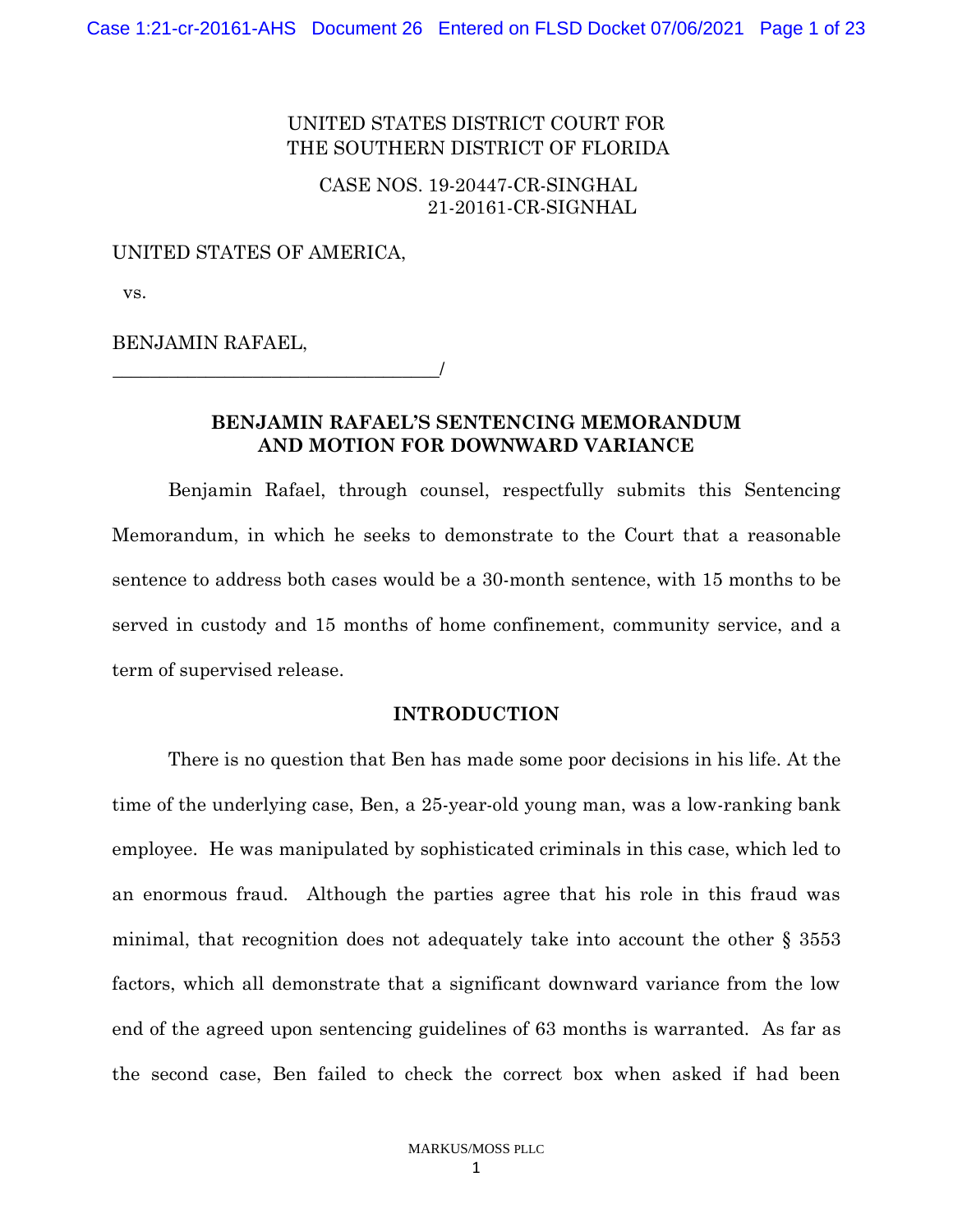UNITED STATES DISTRICT COURT FOR
THE SOUTHERN DISTRICT OF FLORIDA

CASE NOS. 19-20447-CR-SINGHAL
21-20161-CR-SIGNHAL

UNITED STATES OF AMERICA,

vs.

BENJAMIN RAFAEL,
___________________________________/

**BENJAMIN RAFAEL'S SENTENCING MEMORANDUM AND MOTION FOR DOWNWARD VARIANCE**

Benjamin Rafael, through counsel, respectfully submits this Sentencing Memorandum, in which he seeks to demonstrate to the Court that a reasonable sentence to address both cases would be a 30-month sentence, with 15 months to be served in custody and 15 months of home confinement, community service, and a term of supervised release.

**INTRODUCTION**

There is no question that Ben has made some poor decisions in his life. At the time of the underlying case, Ben, a 25-year-old young man, was a low-ranking bank employee. He was manipulated by sophisticated criminals in this case, which led to an enormous fraud. Although the parties agree that his role in this fraud was minimal, that recognition does not adequately take into account the other § 3553 factors, which all demonstrate that a significant downward variance from the low end of the agreed upon sentencing guidelines of 63 months is warranted. As far as the second case, Ben failed to check the correct box when asked if had been

MARKUS/MOSS PLLC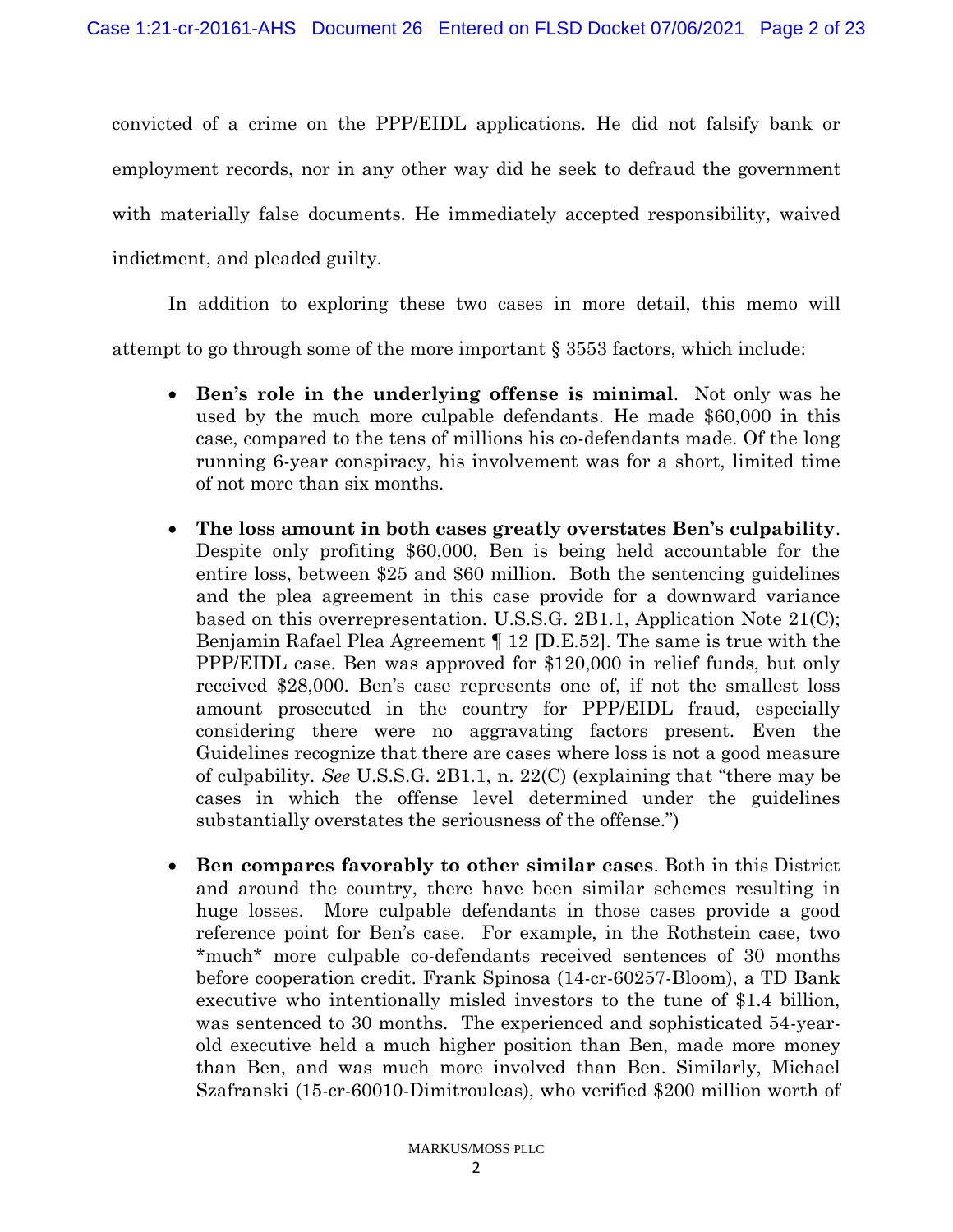convicted of a crime on the PPP/EIDL applications. He did not falsify bank or employment records, nor in any other way did he seek to defraud the government with materially false documents. He immediately accepted responsibility, waived indictment, and pleaded guilty.

In addition to exploring these two cases in more detail, this memo will attempt to go through some of the more important § 3553 factors, which include:

- **Ben's role in the underlying offense is minimal**. Not only was he used by the much more culpable defendants. He made $60,000 in this case, compared to the tens of millions his co-defendants made. Of the long running 6-year conspiracy, his involvement was for a short, limited time of not more than six months.

- **The loss amount in both cases greatly overstates Ben's culpability**. Despite only profiting $60,000, Ben is being held accountable for the entire loss, between $25 and $60 million. Both the sentencing guidelines and the plea agreement in this case provide for a downward variance based on this overrepresentation. U.S.S.G. 2B1.1, Application Note 21(C); Benjamin Rafael Plea Agreement ¶ 12 [D.E.52]. The same is true with the PPP/EIDL case. Ben was approved for $120,000 in relief funds, but only received $28,000. Ben's case represents one of, if not the smallest loss amount prosecuted in the country for PPP/EIDL fraud, especially considering there were no aggravating factors present. Even the Guidelines recognize that there are cases where loss is not a good measure of culpability. *See* U.S.S.G. 2B1.1, n. 22(C) (explaining that "there may be cases in which the offense level determined under the guidelines substantially overstates the seriousness of the offense.")

- **Ben compares favorably to other similar cases**. Both in this District and around the country, there have been similar schemes resulting in huge losses. More culpable defendants in those cases provide a good reference point for Ben's case. For example, in the Rothstein case, two *much* more culpable co-defendants received sentences of 30 months before cooperation credit. Frank Spinosa (14-cr-60257-Bloom), a TD Bank executive who intentionally misled investors to the tune of $1.4 billion, was sentenced to 30 months. The experienced and sophisticated 54-year-old executive held a much higher position than Ben, made more money than Ben, and was much more involved than Ben. Similarly, Michael Szafranski (15-cr-60010-Dimitrouleas), who verified $200 million worth of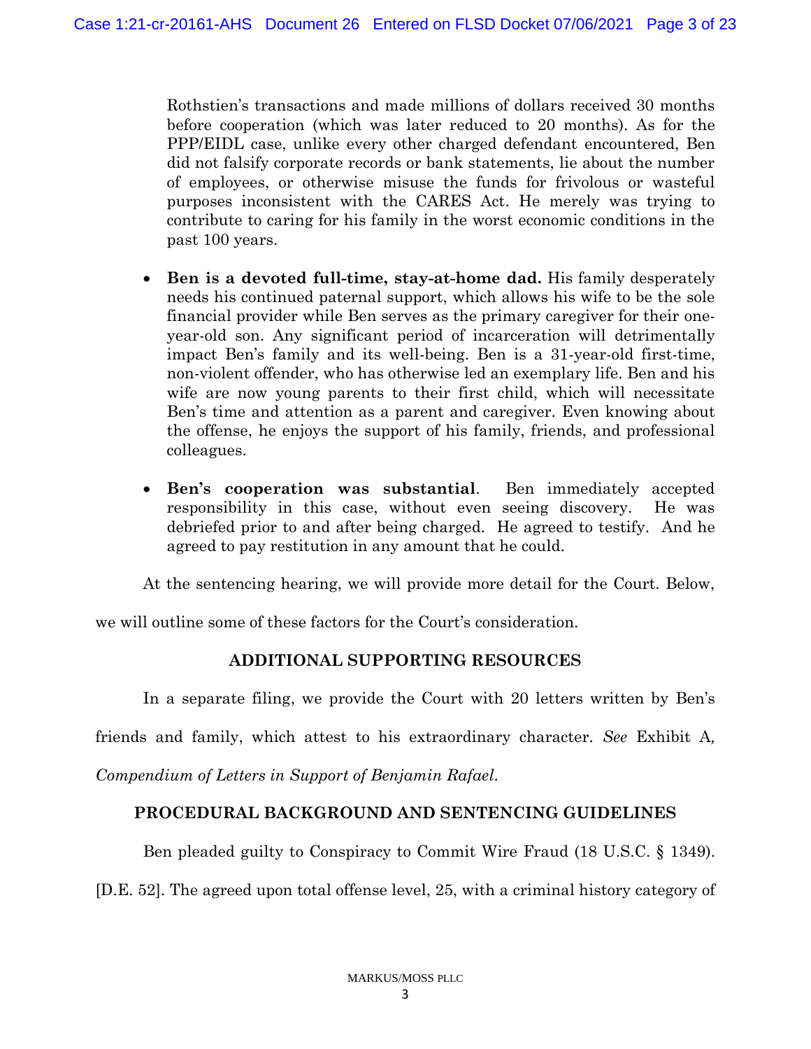Rothstien's transactions and made millions of dollars received 30 months before cooperation (which was later reduced to 20 months). As for the PPP/EIDL case, unlike every other charged defendant encountered, Ben did not falsify corporate records or bank statements, lie about the number of employees, or otherwise misuse the funds for frivolous or wasteful purposes inconsistent with the CARES Act. He merely was trying to contribute to caring for his family in the worst economic conditions in the past 100 years.

- **Ben is a devoted full-time, stay-at-home dad.** His family desperately needs his continued paternal support, which allows his wife to be the sole financial provider while Ben serves as the primary caregiver for their one-year-old son. Any significant period of incarceration will detrimentally impact Ben's family and its well-being. Ben is a 31-year-old first-time, non-violent offender, who has otherwise led an exemplary life. Ben and his wife are now young parents to their first child, which will necessitate Ben's time and attention as a parent and caregiver. Even knowing about the offense, he enjoys the support of his family, friends, and professional colleagues.

- **Ben's cooperation was substantial**. Ben immediately accepted responsibility in this case, without even seeing discovery. He was debriefed prior to and after being charged. He agreed to testify. And he agreed to pay restitution in any amount that he could.

At the sentencing hearing, we will provide more detail for the Court. Below, we will outline some of these factors for the Court's consideration.

## ADDITIONAL SUPPORTING RESOURCES

In a separate filing, we provide the Court with 20 letters written by Ben's friends and family, which attest to his extraordinary character. *See* Exhibit A, *Compendium of Letters in Support of Benjamin Rafael*.

## PROCEDURAL BACKGROUND AND SENTENCING GUIDELINES

Ben pleaded guilty to Conspiracy to Commit Wire Fraud (18 U.S.C. § 1349). [D.E. 52]. The agreed upon total offense level, 25, with a criminal history category of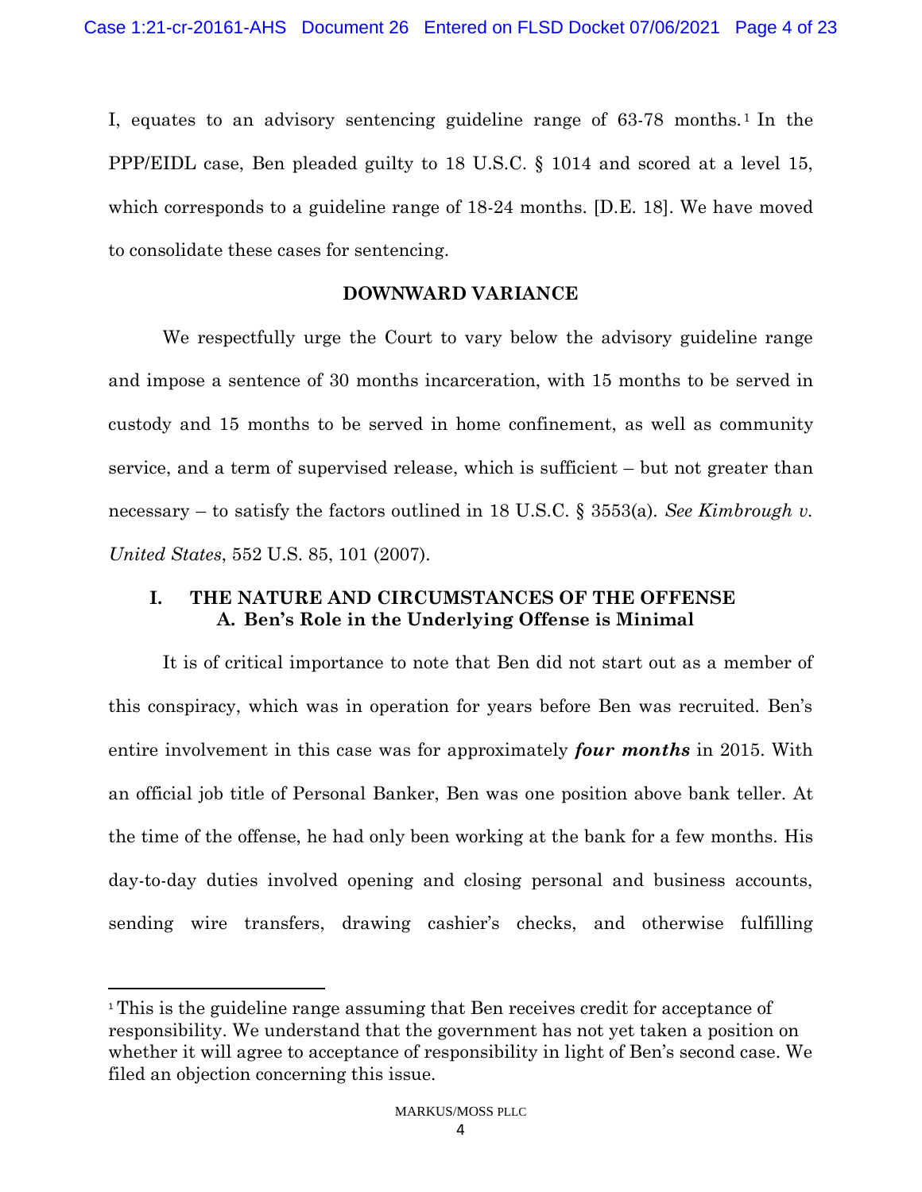I, equates to an advisory sentencing guideline range of 63-78 months.[1] In the PPP/EIDL case, Ben pleaded guilty to 18 U.S.C. § 1014 and scored at a level 15, which corresponds to a guideline range of 18-24 months. [D.E. 18]. We have moved to consolidate these cases for sentencing.

**DOWNWARD VARIANCE**

We respectfully urge the Court to vary below the advisory guideline range and impose a sentence of 30 months incarceration, with 15 months to be served in custody and 15 months to be served in home confinement, as well as community service, and a term of supervised release, which is sufficient – but not greater than necessary – to satisfy the factors outlined in 18 U.S.C. § 3553(a). *See Kimbrough v. United States*, 552 U.S. 85, 101 (2007).

## I. THE NATURE AND CIRCUMSTANCES OF THE OFFENSE

### A. Ben's Role in the Underlying Offense is Minimal

It is of critical importance to note that Ben did not start out as a member of this conspiracy, which was in operation for years before Ben was recruited. Ben's entire involvement in this case was for approximately ***four months*** in 2015. With an official job title of Personal Banker, Ben was one position above bank teller. At the time of the offense, he had only been working at the bank for a few months. His day-to-day duties involved opening and closing personal and business accounts, sending wire transfers, drawing cashier's checks, and otherwise fulfilling

---

[1] This is the guideline range assuming that Ben receives credit for acceptance of responsibility. We understand that the government has not yet taken a position on whether it will agree to acceptance of responsibility in light of Ben's second case. We filed an objection concerning this issue.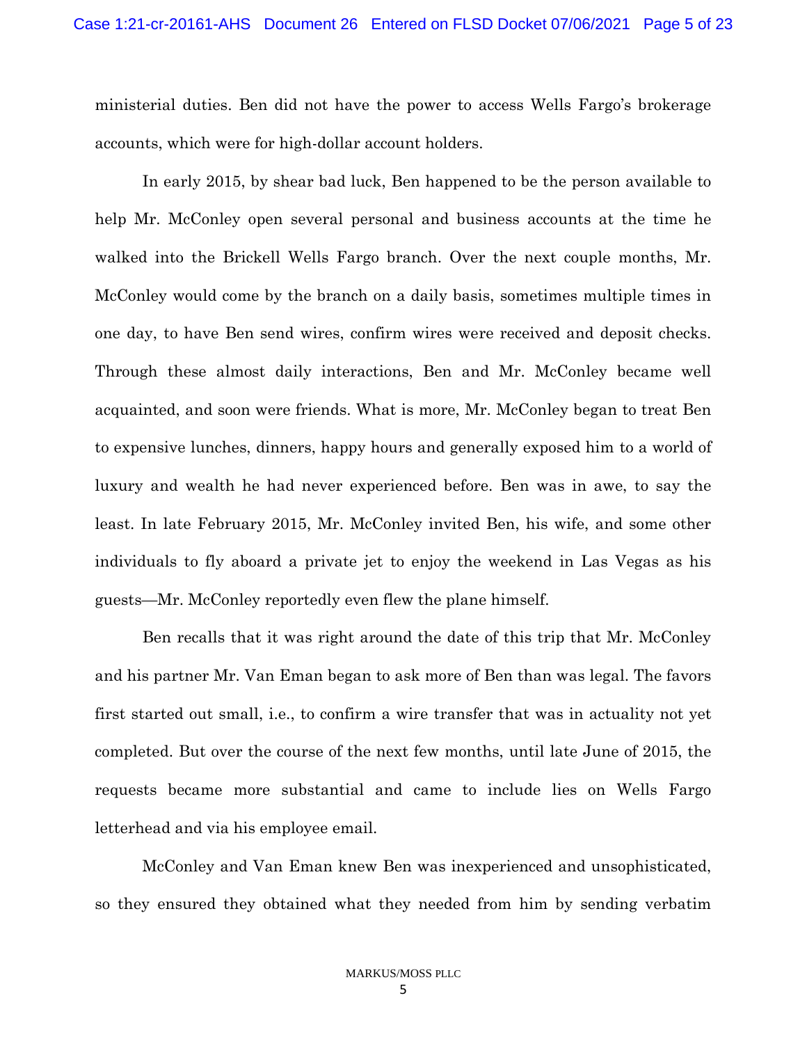ministerial duties. Ben did not have the power to access Wells Fargo's brokerage accounts, which were for high-dollar account holders.

In early 2015, by shear bad luck, Ben happened to be the person available to help Mr. McConley open several personal and business accounts at the time he walked into the Brickell Wells Fargo branch. Over the next couple months, Mr. McConley would come by the branch on a daily basis, sometimes multiple times in one day, to have Ben send wires, confirm wires were received and deposit checks. Through these almost daily interactions, Ben and Mr. McConley became well acquainted, and soon were friends. What is more, Mr. McConley began to treat Ben to expensive lunches, dinners, happy hours and generally exposed him to a world of luxury and wealth he had never experienced before. Ben was in awe, to say the least. In late February 2015, Mr. McConley invited Ben, his wife, and some other individuals to fly aboard a private jet to enjoy the weekend in Las Vegas as his guests—Mr. McConley reportedly even flew the plane himself.

Ben recalls that it was right around the date of this trip that Mr. McConley and his partner Mr. Van Eman began to ask more of Ben than was legal. The favors first started out small, i.e., to confirm a wire transfer that was in actuality not yet completed. But over the course of the next few months, until late June of 2015, the requests became more substantial and came to include lies on Wells Fargo letterhead and via his employee email.

McConley and Van Eman knew Ben was inexperienced and unsophisticated, so they ensured they obtained what they needed from him by sending verbatim

MARKUS/MOSS PLLC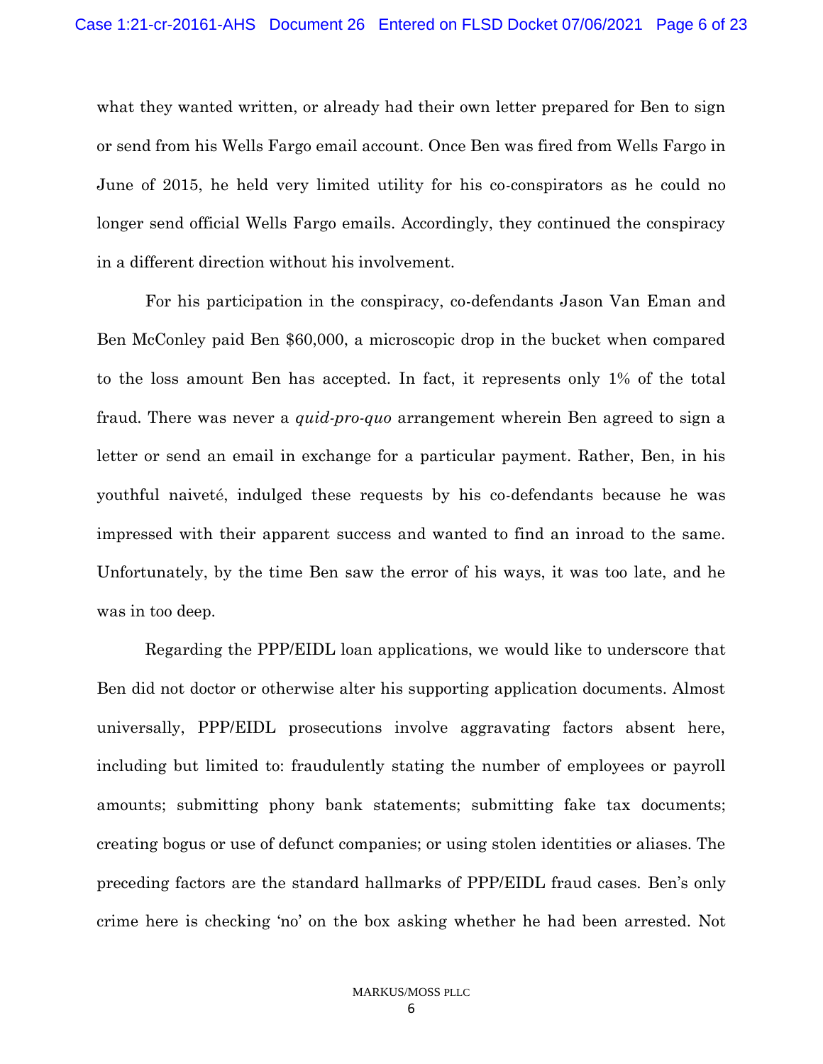what they wanted written, or already had their own letter prepared for Ben to sign or send from his Wells Fargo email account. Once Ben was fired from Wells Fargo in June of 2015, he held very limited utility for his co-conspirators as he could no longer send official Wells Fargo emails. Accordingly, they continued the conspiracy in a different direction without his involvement.

For his participation in the conspiracy, co-defendants Jason Van Eman and Ben McConley paid Ben $60,000, a microscopic drop in the bucket when compared to the loss amount Ben has accepted. In fact, it represents only 1% of the total fraud. There was never a *quid-pro-quo* arrangement wherein Ben agreed to sign a letter or send an email in exchange for a particular payment. Rather, Ben, in his youthful naiveté, indulged these requests by his co-defendants because he was impressed with their apparent success and wanted to find an inroad to the same. Unfortunately, by the time Ben saw the error of his ways, it was too late, and he was in too deep.

Regarding the PPP/EIDL loan applications, we would like to underscore that Ben did not doctor or otherwise alter his supporting application documents. Almost universally, PPP/EIDL prosecutions involve aggravating factors absent here, including but limited to: fraudulently stating the number of employees or payroll amounts; submitting phony bank statements; submitting fake tax documents; creating bogus or use of defunct companies; or using stolen identities or aliases. The preceding factors are the standard hallmarks of PPP/EIDL fraud cases. Ben's only crime here is checking 'no' on the box asking whether he had been arrested. Not

MARKUS/MOSS PLLC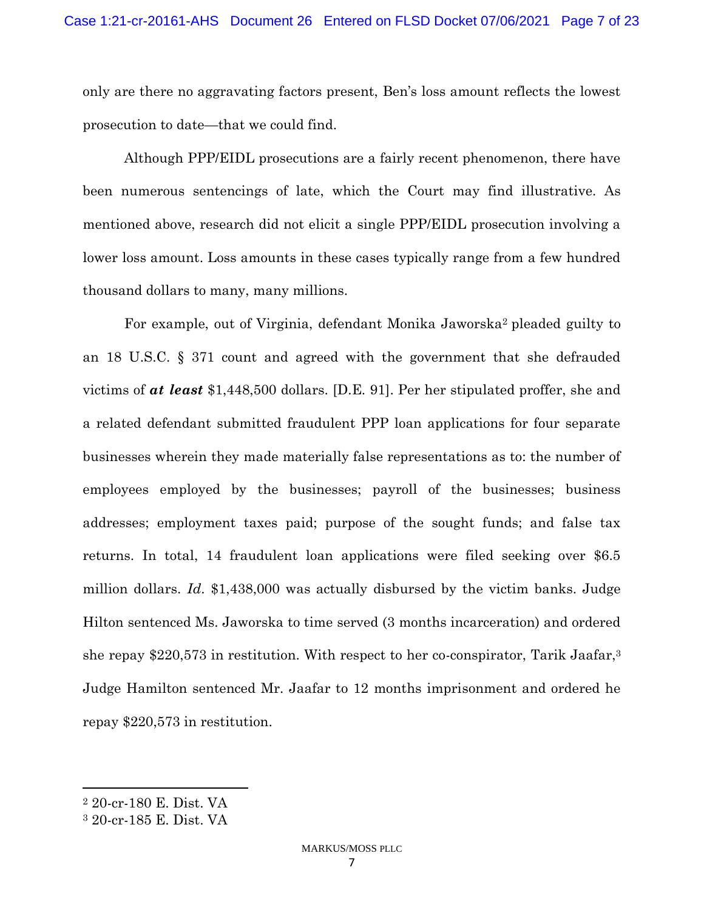only are there no aggravating factors present, Ben's loss amount reflects the lowest prosecution to date—that we could find.

Although PPP/EIDL prosecutions are a fairly recent phenomenon, there have been numerous sentencings of late, which the Court may find illustrative. As mentioned above, research did not elicit a single PPP/EIDL prosecution involving a lower loss amount. Loss amounts in these cases typically range from a few hundred thousand dollars to many, many millions.

For example, out of Virginia, defendant Monika Jaworska[2] pleaded guilty to an 18 U.S.C. § 371 count and agreed with the government that she defrauded victims of ***at least*** $1,448,500 dollars. [D.E. 91]. Per her stipulated proffer, she and a related defendant submitted fraudulent PPP loan applications for four separate businesses wherein they made materially false representations as to: the number of employees employed by the businesses; payroll of the businesses; business addresses; employment taxes paid; purpose of the sought funds; and false tax returns. In total, 14 fraudulent loan applications were filed seeking over $6.5 million dollars. *Id.* $1,438,000 was actually disbursed by the victim banks. Judge Hilton sentenced Ms. Jaworska to time served (3 months incarceration) and ordered she repay $220,573 in restitution. With respect to her co-conspirator, Tarik Jaafar,[3] Judge Hamilton sentenced Mr. Jaafar to 12 months imprisonment and ordered he repay $220,573 in restitution.

---

[2] 20-cr-180 E. Dist. VA

[3] 20-cr-185 E. Dist. VA

MARKUS/MOSS PLLC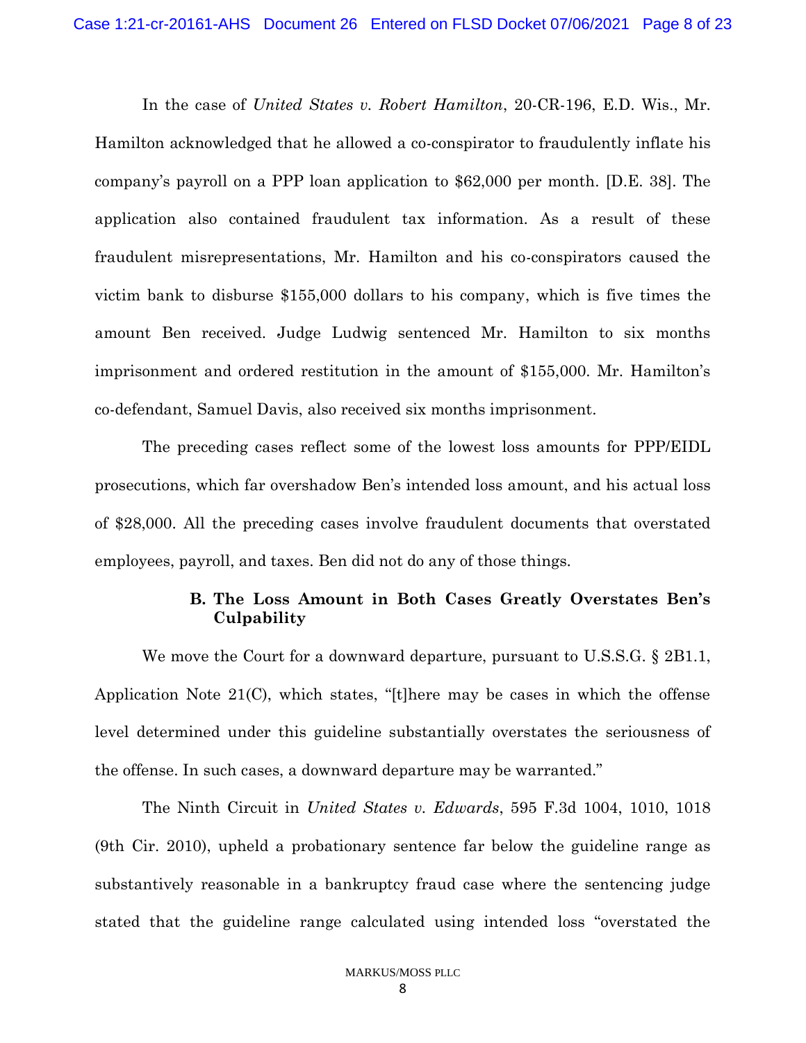In the case of *United States v. Robert Hamilton*, 20-CR-196, E.D. Wis., Mr. Hamilton acknowledged that he allowed a co-conspirator to fraudulently inflate his company's payroll on a PPP loan application to $62,000 per month. [D.E. 38]. The application also contained fraudulent tax information. As a result of these fraudulent misrepresentations, Mr. Hamilton and his co-conspirators caused the victim bank to disburse $155,000 dollars to his company, which is five times the amount Ben received. Judge Ludwig sentenced Mr. Hamilton to six months imprisonment and ordered restitution in the amount of $155,000. Mr. Hamilton's co-defendant, Samuel Davis, also received six months imprisonment.

The preceding cases reflect some of the lowest loss amounts for PPP/EIDL prosecutions, which far overshadow Ben's intended loss amount, and his actual loss of $28,000. All the preceding cases involve fraudulent documents that overstated employees, payroll, and taxes. Ben did not do any of those things.

**B. The Loss Amount in Both Cases Greatly Overstates Ben's Culpability**

We move the Court for a downward departure, pursuant to U.S.S.G. § 2B1.1, Application Note 21(C), which states, "[t]here may be cases in which the offense level determined under this guideline substantially overstates the seriousness of the offense. In such cases, a downward departure may be warranted."

The Ninth Circuit in *United States v. Edwards*, 595 F.3d 1004, 1010, 1018 (9th Cir. 2010), upheld a probationary sentence far below the guideline range as substantively reasonable in a bankruptcy fraud case where the sentencing judge stated that the guideline range calculated using intended loss "overstated the

MARKUS/MOSS PLLC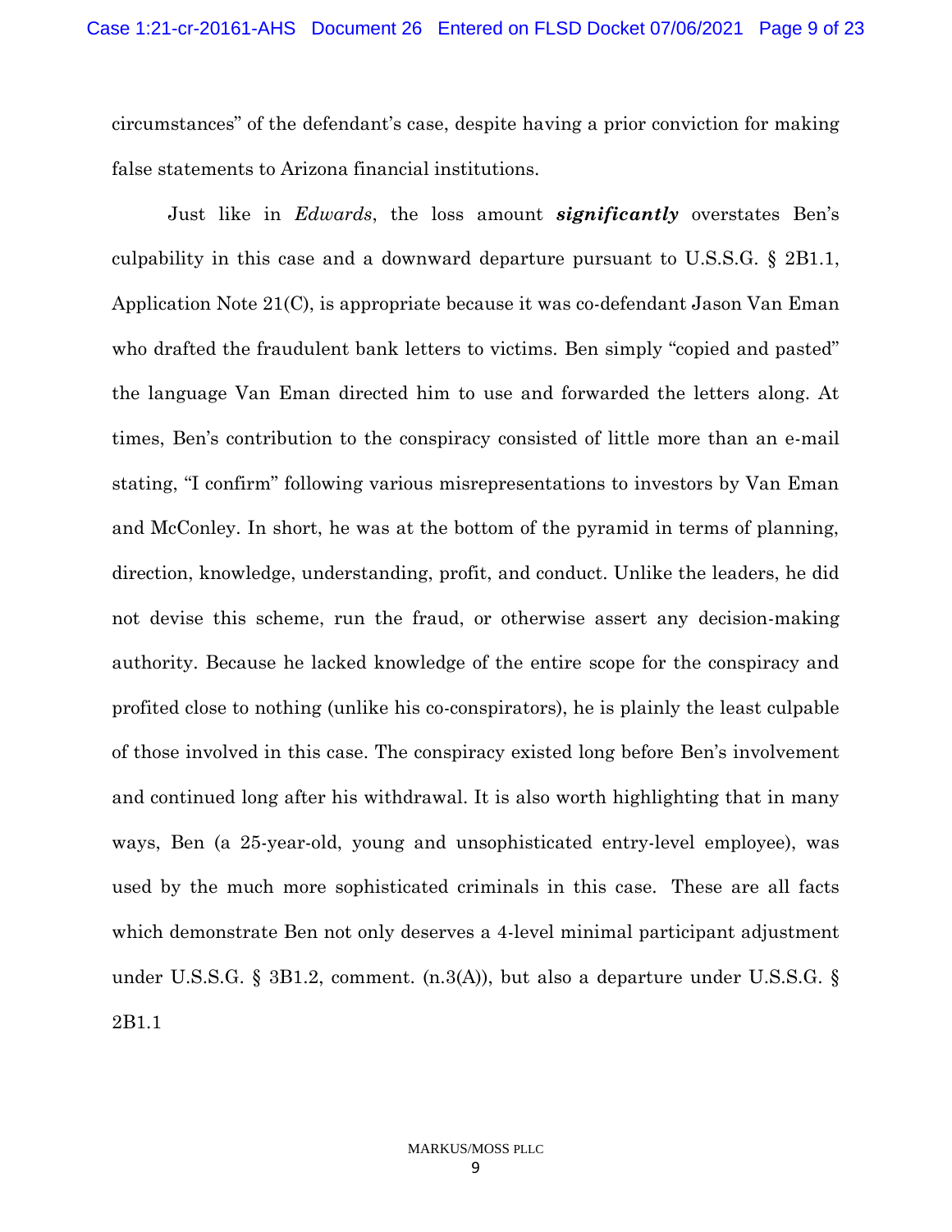circumstances" of the defendant's case, despite having a prior conviction for making false statements to Arizona financial institutions.

Just like in *Edwards*, the loss amount ***significantly*** overstates Ben's culpability in this case and a downward departure pursuant to U.S.S.G. § 2B1.1, Application Note 21(C), is appropriate because it was co-defendant Jason Van Eman who drafted the fraudulent bank letters to victims. Ben simply "copied and pasted" the language Van Eman directed him to use and forwarded the letters along. At times, Ben's contribution to the conspiracy consisted of little more than an e-mail stating, "I confirm" following various misrepresentations to investors by Van Eman and McConley. In short, he was at the bottom of the pyramid in terms of planning, direction, knowledge, understanding, profit, and conduct. Unlike the leaders, he did not devise this scheme, run the fraud, or otherwise assert any decision-making authority. Because he lacked knowledge of the entire scope for the conspiracy and profited close to nothing (unlike his co-conspirators), he is plainly the least culpable of those involved in this case. The conspiracy existed long before Ben's involvement and continued long after his withdrawal. It is also worth highlighting that in many ways, Ben (a 25-year-old, young and unsophisticated entry-level employee), was used by the much more sophisticated criminals in this case. These are all facts which demonstrate Ben not only deserves a 4-level minimal participant adjustment under U.S.S.G. § 3B1.2, comment. (n.3(A)), but also a departure under U.S.S.G. § 2B1.1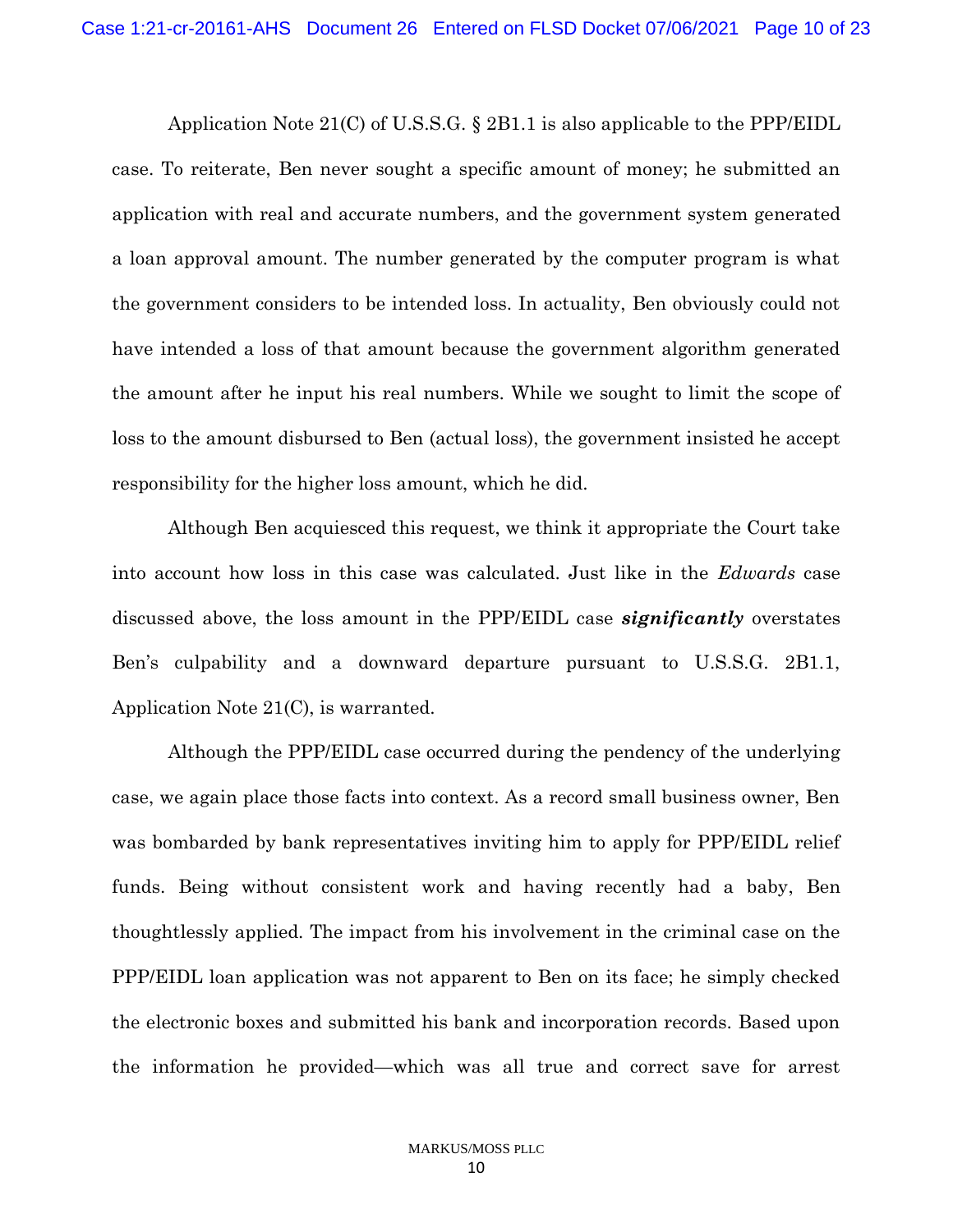Application Note 21(C) of U.S.S.G. § 2B1.1 is also applicable to the PPP/EIDL case. To reiterate, Ben never sought a specific amount of money; he submitted an application with real and accurate numbers, and the government system generated a loan approval amount. The number generated by the computer program is what the government considers to be intended loss. In actuality, Ben obviously could not have intended a loss of that amount because the government algorithm generated the amount after he input his real numbers. While we sought to limit the scope of loss to the amount disbursed to Ben (actual loss), the government insisted he accept responsibility for the higher loss amount, which he did.

Although Ben acquiesced this request, we think it appropriate the Court take into account how loss in this case was calculated. Just like in the *Edwards* case discussed above, the loss amount in the PPP/EIDL case ***significantly*** overstates Ben's culpability and a downward departure pursuant to U.S.S.G. 2B1.1, Application Note 21(C), is warranted.

Although the PPP/EIDL case occurred during the pendency of the underlying case, we again place those facts into context. As a record small business owner, Ben was bombarded by bank representatives inviting him to apply for PPP/EIDL relief funds. Being without consistent work and having recently had a baby, Ben thoughtlessly applied. The impact from his involvement in the criminal case on the PPP/EIDL loan application was not apparent to Ben on its face; he simply checked the electronic boxes and submitted his bank and incorporation records. Based upon the information he provided—which was all true and correct save for arrest

MARKUS/MOSS PLLC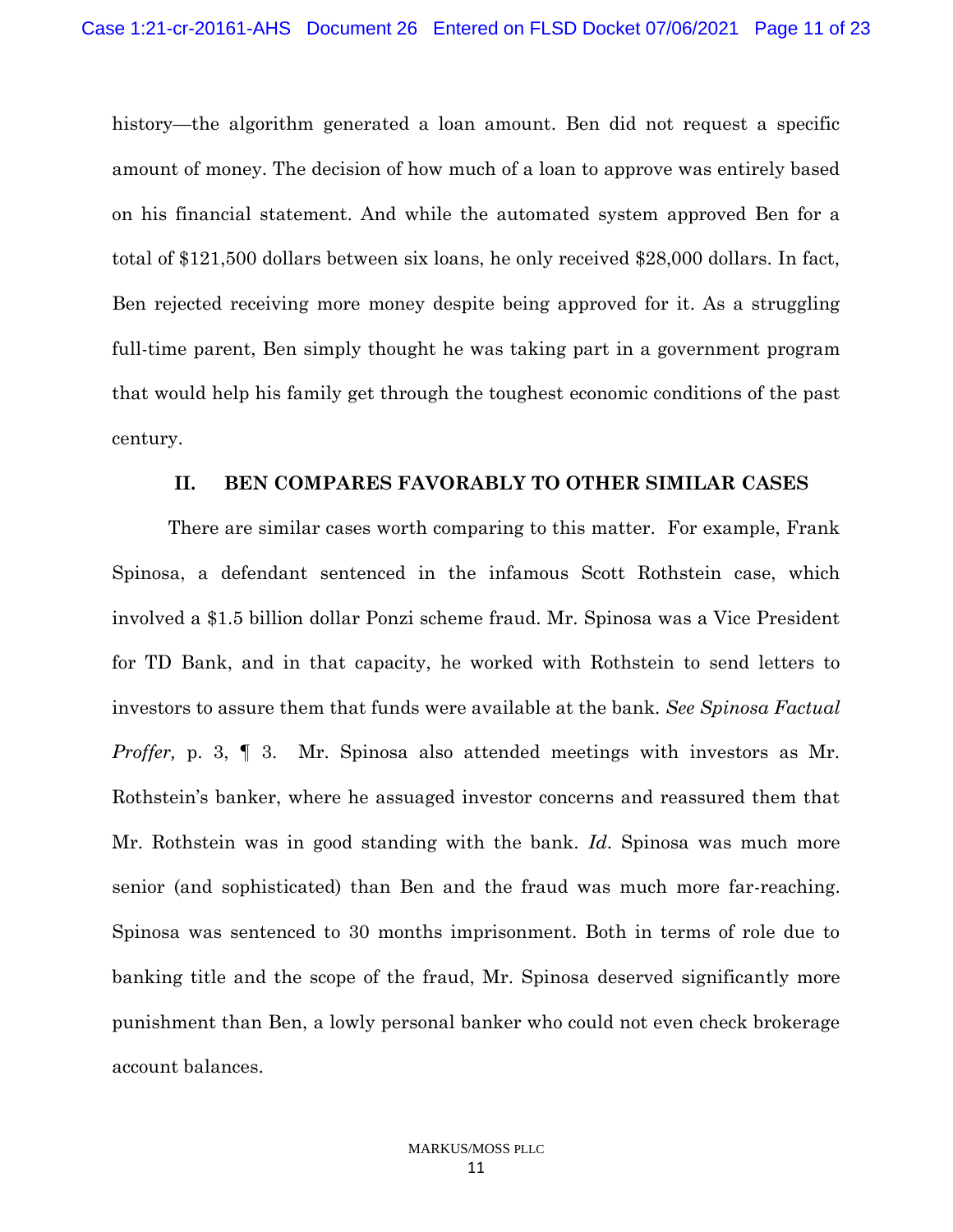history—the algorithm generated a loan amount. Ben did not request a specific amount of money. The decision of how much of a loan to approve was entirely based on his financial statement. And while the automated system approved Ben for a total of $121,500 dollars between six loans, he only received $28,000 dollars. In fact, Ben rejected receiving more money despite being approved for it. As a struggling full-time parent, Ben simply thought he was taking part in a government program that would help his family get through the toughest economic conditions of the past century.

## II. BEN COMPARES FAVORABLY TO OTHER SIMILAR CASES

There are similar cases worth comparing to this matter. For example, Frank Spinosa, a defendant sentenced in the infamous Scott Rothstein case, which involved a $1.5 billion dollar Ponzi scheme fraud. Mr. Spinosa was a Vice President for TD Bank, and in that capacity, he worked with Rothstein to send letters to investors to assure them that funds were available at the bank. *See Spinosa Factual Proffer,* p. 3, ¶ 3. Mr. Spinosa also attended meetings with investors as Mr. Rothstein's banker, where he assuaged investor concerns and reassured them that Mr. Rothstein was in good standing with the bank. *Id*. Spinosa was much more senior (and sophisticated) than Ben and the fraud was much more far-reaching. Spinosa was sentenced to 30 months imprisonment. Both in terms of role due to banking title and the scope of the fraud, Mr. Spinosa deserved significantly more punishment than Ben, a lowly personal banker who could not even check brokerage account balances.

MARKUS/MOSS PLLC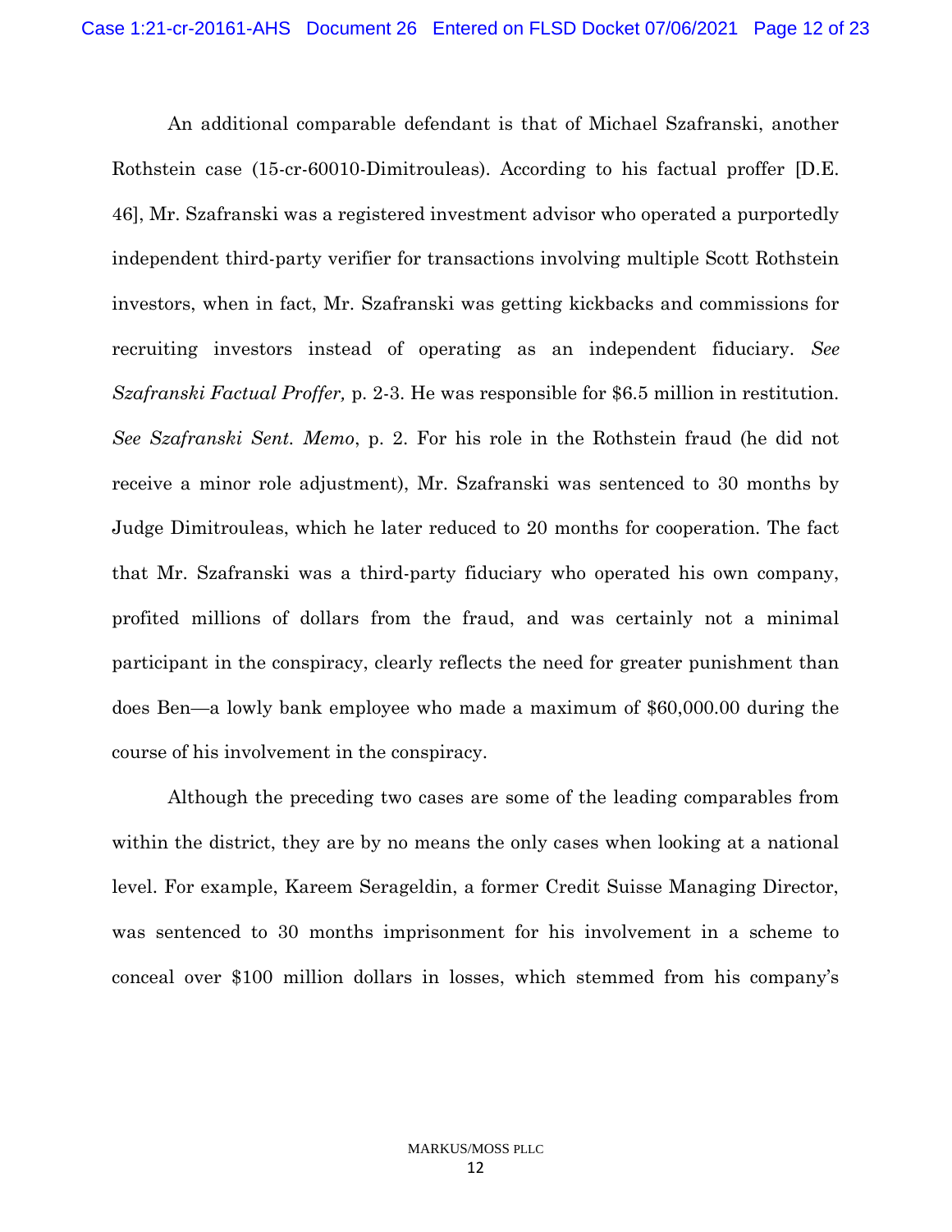An additional comparable defendant is that of Michael Szafranski, another Rothstein case (15-cr-60010-Dimitrouleas). According to his factual proffer [D.E. 46], Mr. Szafranski was a registered investment advisor who operated a purportedly independent third-party verifier for transactions involving multiple Scott Rothstein investors, when in fact, Mr. Szafranski was getting kickbacks and commissions for recruiting investors instead of operating as an independent fiduciary. *See Szafranski Factual Proffer,* p. 2-3. He was responsible for $6.5 million in restitution. *See Szafranski Sent. Memo*, p. 2. For his role in the Rothstein fraud (he did not receive a minor role adjustment), Mr. Szafranski was sentenced to 30 months by Judge Dimitrouleas, which he later reduced to 20 months for cooperation. The fact that Mr. Szafranski was a third-party fiduciary who operated his own company, profited millions of dollars from the fraud, and was certainly not a minimal participant in the conspiracy, clearly reflects the need for greater punishment than does Ben—a lowly bank employee who made a maximum of $60,000.00 during the course of his involvement in the conspiracy.

Although the preceding two cases are some of the leading comparables from within the district, they are by no means the only cases when looking at a national level. For example, Kareem Serageldin, a former Credit Suisse Managing Director, was sentenced to 30 months imprisonment for his involvement in a scheme to conceal over $100 million dollars in losses, which stemmed from his company's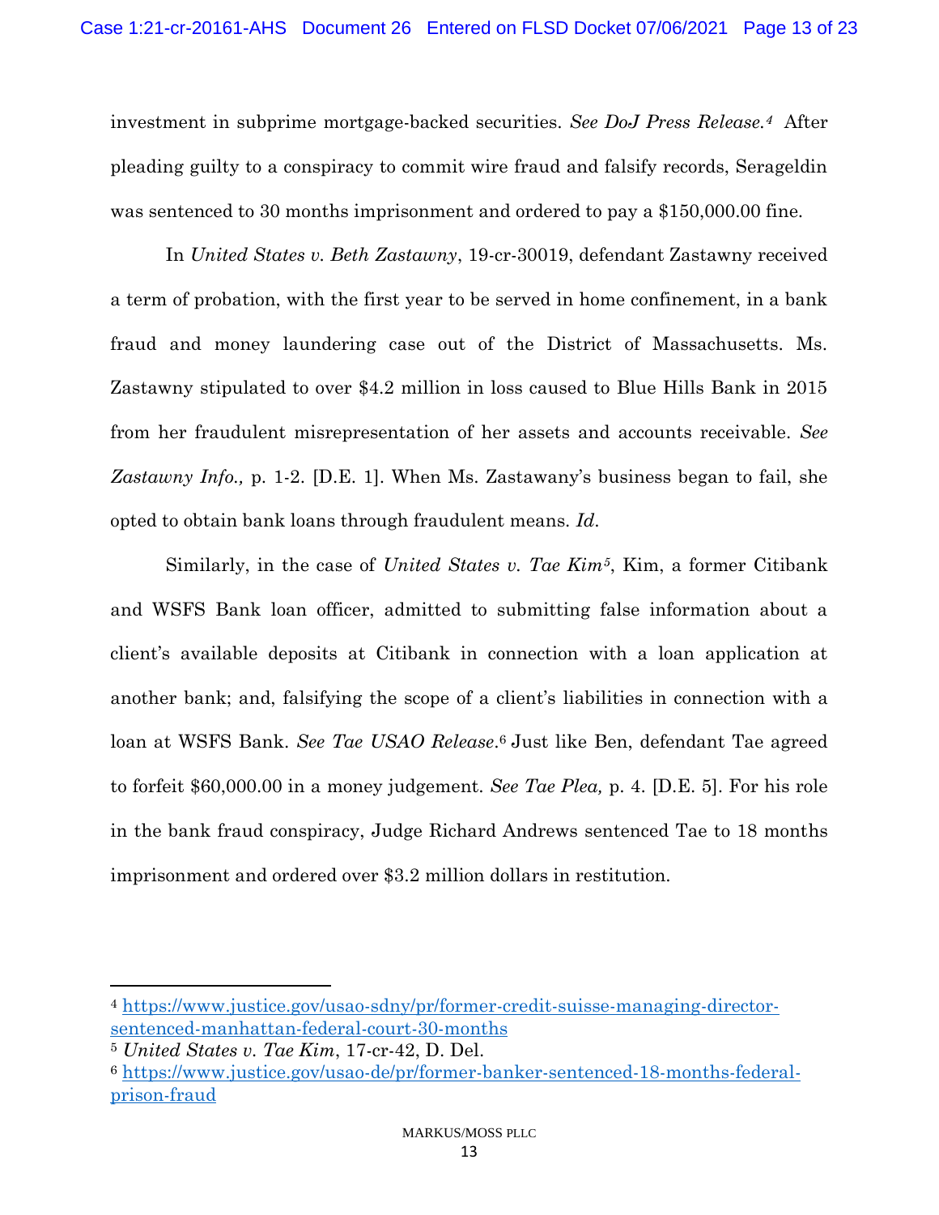investment in subprime mortgage-backed securities. *See DoJ Press Release.*[4] After pleading guilty to a conspiracy to commit wire fraud and falsify records, Serageldin was sentenced to 30 months imprisonment and ordered to pay a $150,000.00 fine.

In *United States v. Beth Zastawny*, 19-cr-30019, defendant Zastawny received a term of probation, with the first year to be served in home confinement, in a bank fraud and money laundering case out of the District of Massachusetts. Ms. Zastawny stipulated to over $4.2 million in loss caused to Blue Hills Bank in 2015 from her fraudulent misrepresentation of her assets and accounts receivable. *See Zastawny Info.,* p. 1-2. [D.E. 1]. When Ms. Zastawany's business began to fail, she opted to obtain bank loans through fraudulent means. *Id*.

Similarly, in the case of *United States v. Tae Kim*[5], Kim, a former Citibank and WSFS Bank loan officer, admitted to submitting false information about a client's available deposits at Citibank in connection with a loan application at another bank; and, falsifying the scope of a client's liabilities in connection with a loan at WSFS Bank. *See Tae USAO Release*.[6] Just like Ben, defendant Tae agreed to forfeit $60,000.00 in a money judgement. *See Tae Plea,* p. 4. [D.E. 5]. For his role in the bank fraud conspiracy, Judge Richard Andrews sentenced Tae to 18 months imprisonment and ordered over $3.2 million dollars in restitution.

---

[4] https://www.justice.gov/usao-sdny/pr/former-credit-suisse-managing-director-sentenced-manhattan-federal-court-30-months

[5] *United States v. Tae Kim*, 17-cr-42, D. Del.

[6] https://www.justice.gov/usao-de/pr/former-banker-sentenced-18-months-federal-prison-fraud

MARKUS/MOSS PLLC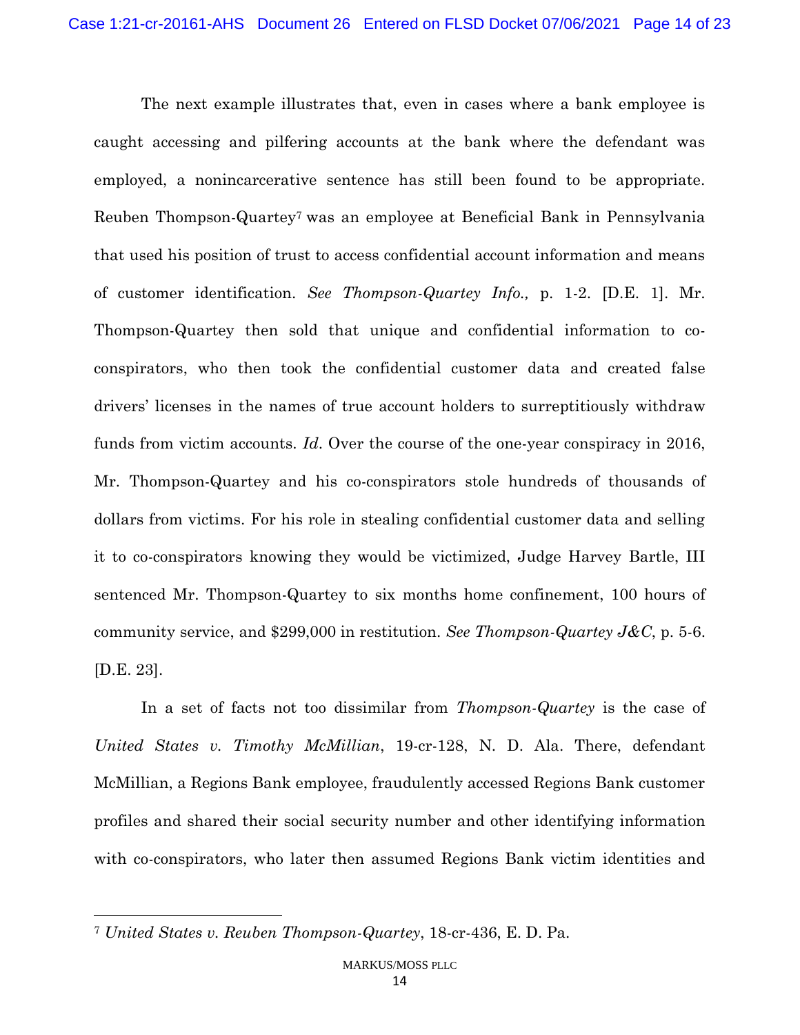The next example illustrates that, even in cases where a bank employee is caught accessing and pilfering accounts at the bank where the defendant was employed, a nonincarcerative sentence has still been found to be appropriate. Reuben Thompson-Quartey[7] was an employee at Beneficial Bank in Pennsylvania that used his position of trust to access confidential account information and means of customer identification. *See Thompson-Quartey Info.,* p. 1-2. [D.E. 1]. Mr. Thompson-Quartey then sold that unique and confidential information to co-conspirators, who then took the confidential customer data and created false drivers' licenses in the names of true account holders to surreptitiously withdraw funds from victim accounts. *Id*. Over the course of the one-year conspiracy in 2016, Mr. Thompson-Quartey and his co-conspirators stole hundreds of thousands of dollars from victims. For his role in stealing confidential customer data and selling it to co-conspirators knowing they would be victimized, Judge Harvey Bartle, III sentenced Mr. Thompson-Quartey to six months home confinement, 100 hours of community service, and $299,000 in restitution. *See Thompson-Quartey J&C*, p. 5-6. [D.E. 23].

In a set of facts not too dissimilar from *Thompson-Quartey* is the case of *United States v. Timothy McMillian*, 19-cr-128, N. D. Ala. There, defendant McMillian, a Regions Bank employee, fraudulently accessed Regions Bank customer profiles and shared their social security number and other identifying information with co-conspirators, who later then assumed Regions Bank victim identities and

---

[7] *United States v. Reuben Thompson-Quartey*, 18-cr-436, E. D. Pa.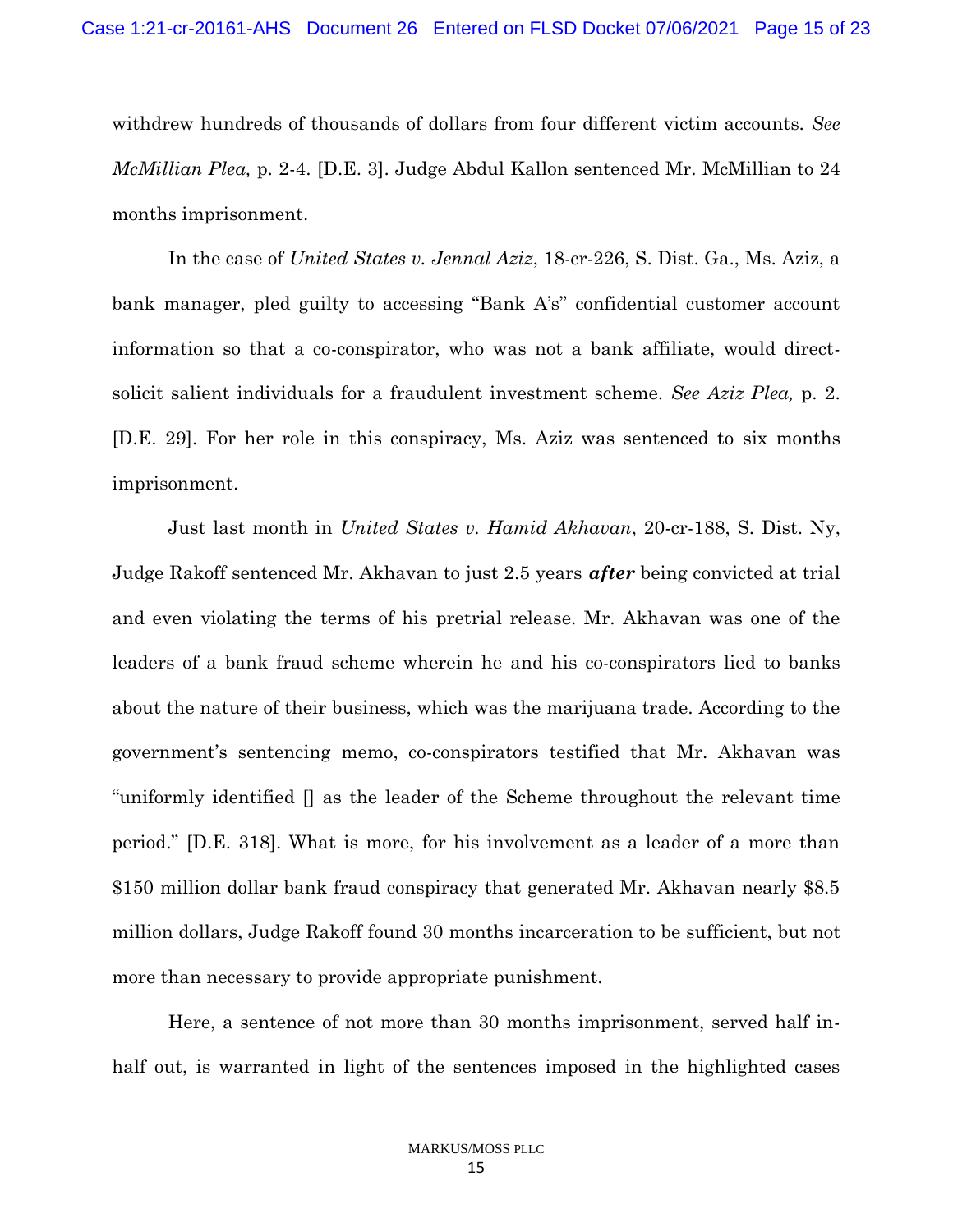withdrew hundreds of thousands of dollars from four different victim accounts. *See McMillian Plea,* p. 2-4. [D.E. 3]. Judge Abdul Kallon sentenced Mr. McMillian to 24 months imprisonment.

In the case of *United States v. Jennal Aziz*, 18-cr-226, S. Dist. Ga., Ms. Aziz, a bank manager, pled guilty to accessing "Bank A's" confidential customer account information so that a co-conspirator, who was not a bank affiliate, would direct-solicit salient individuals for a fraudulent investment scheme. *See Aziz Plea,* p. 2. [D.E. 29]. For her role in this conspiracy, Ms. Aziz was sentenced to six months imprisonment.

Just last month in *United States v. Hamid Akhavan*, 20-cr-188, S. Dist. Ny, Judge Rakoff sentenced Mr. Akhavan to just 2.5 years ***after*** being convicted at trial and even violating the terms of his pretrial release. Mr. Akhavan was one of the leaders of a bank fraud scheme wherein he and his co-conspirators lied to banks about the nature of their business, which was the marijuana trade. According to the government's sentencing memo, co-conspirators testified that Mr. Akhavan was "uniformly identified [] as the leader of the Scheme throughout the relevant time period." [D.E. 318]. What is more, for his involvement as a leader of a more than $150 million dollar bank fraud conspiracy that generated Mr. Akhavan nearly $8.5 million dollars, Judge Rakoff found 30 months incarceration to be sufficient, but not more than necessary to provide appropriate punishment.

Here, a sentence of not more than 30 months imprisonment, served half in-half out, is warranted in light of the sentences imposed in the highlighted cases

MARKUS/MOSS PLLC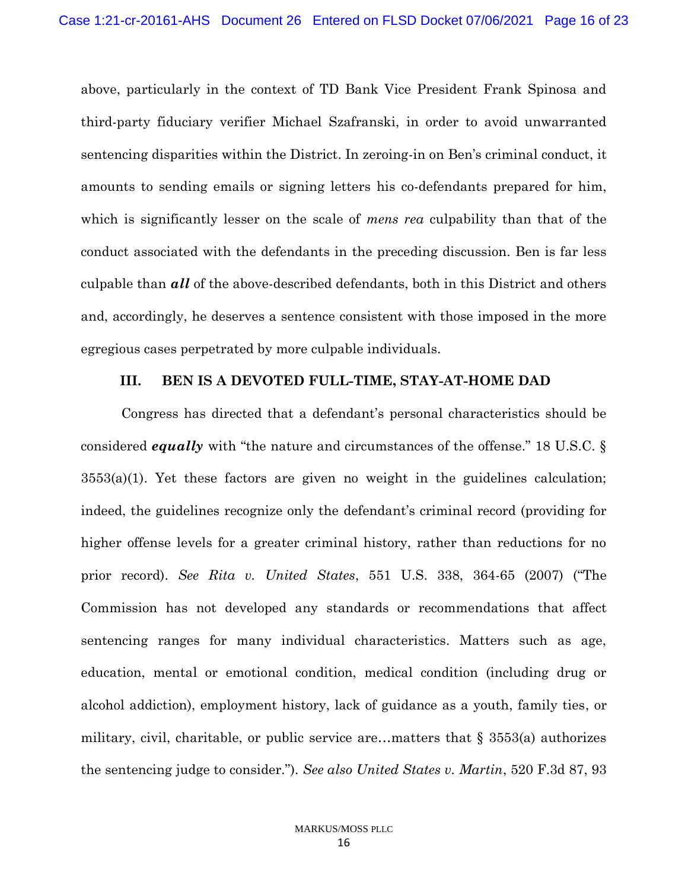above, particularly in the context of TD Bank Vice President Frank Spinosa and third-party fiduciary verifier Michael Szafranski, in order to avoid unwarranted sentencing disparities within the District. In zeroing-in on Ben's criminal conduct, it amounts to sending emails or signing letters his co-defendants prepared for him, which is significantly lesser on the scale of *mens rea* culpability than that of the conduct associated with the defendants in the preceding discussion. Ben is far less culpable than ***all*** of the above-described defendants, both in this District and others and, accordingly, he deserves a sentence consistent with those imposed in the more egregious cases perpetrated by more culpable individuals.

## III. BEN IS A DEVOTED FULL-TIME, STAY-AT-HOME DAD

Congress has directed that a defendant's personal characteristics should be considered ***equally*** with "the nature and circumstances of the offense." 18 U.S.C. § 3553(a)(1). Yet these factors are given no weight in the guidelines calculation; indeed, the guidelines recognize only the defendant's criminal record (providing for higher offense levels for a greater criminal history, rather than reductions for no prior record). *See Rita v. United States*, 551 U.S. 338, 364-65 (2007) ("The Commission has not developed any standards or recommendations that affect sentencing ranges for many individual characteristics. Matters such as age, education, mental or emotional condition, medical condition (including drug or alcohol addiction), employment history, lack of guidance as a youth, family ties, or military, civil, charitable, or public service are…matters that § 3553(a) authorizes the sentencing judge to consider."). *See also United States v. Martin*, 520 F.3d 87, 93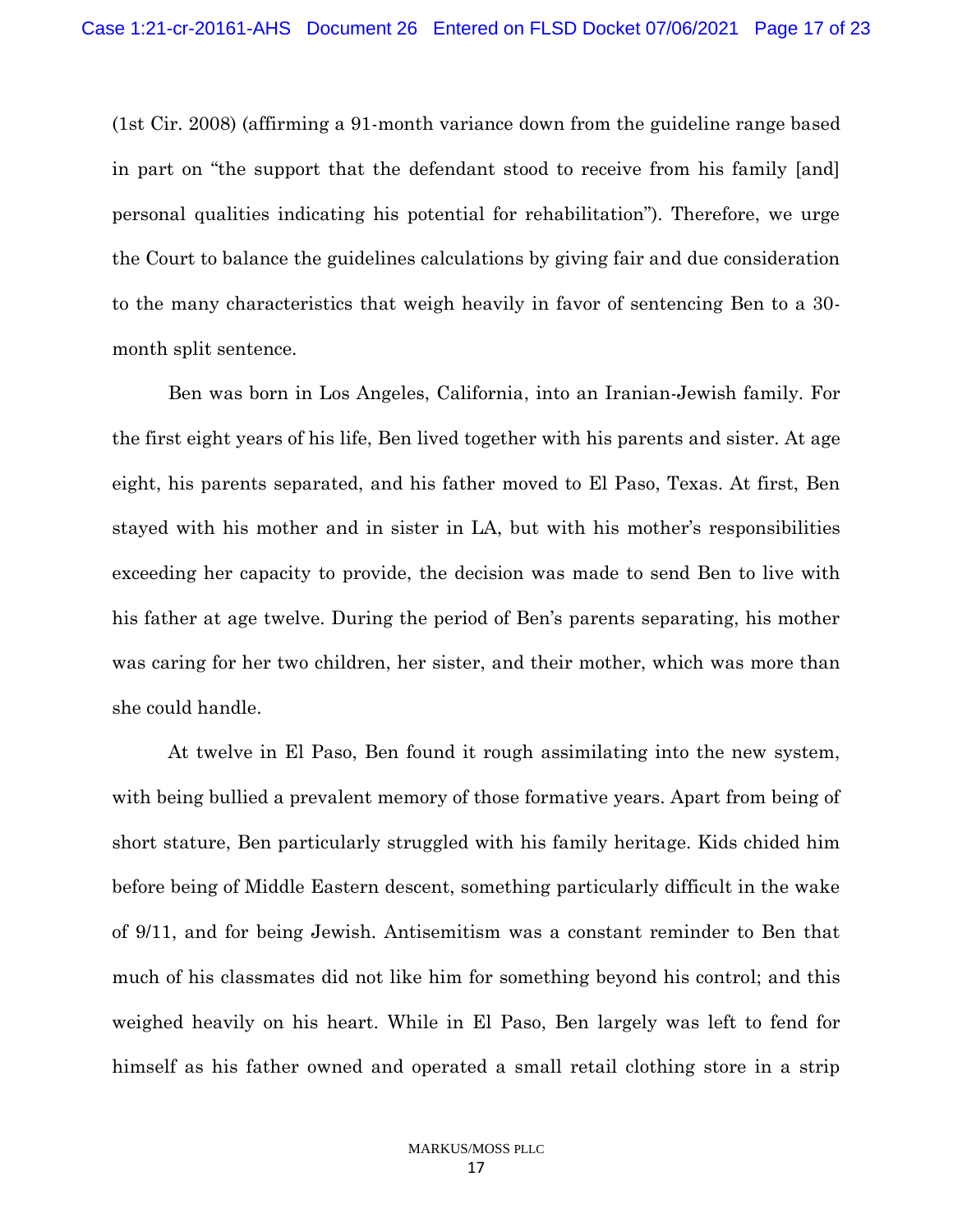(1st Cir. 2008) (affirming a 91-month variance down from the guideline range based in part on "the support that the defendant stood to receive from his family [and] personal qualities indicating his potential for rehabilitation"). Therefore, we urge the Court to balance the guidelines calculations by giving fair and due consideration to the many characteristics that weigh heavily in favor of sentencing Ben to a 30-month split sentence.

Ben was born in Los Angeles, California, into an Iranian-Jewish family. For the first eight years of his life, Ben lived together with his parents and sister. At age eight, his parents separated, and his father moved to El Paso, Texas. At first, Ben stayed with his mother and in sister in LA, but with his mother's responsibilities exceeding her capacity to provide, the decision was made to send Ben to live with his father at age twelve. During the period of Ben's parents separating, his mother was caring for her two children, her sister, and their mother, which was more than she could handle.

At twelve in El Paso, Ben found it rough assimilating into the new system, with being bullied a prevalent memory of those formative years. Apart from being of short stature, Ben particularly struggled with his family heritage. Kids chided him before being of Middle Eastern descent, something particularly difficult in the wake of 9/11, and for being Jewish. Antisemitism was a constant reminder to Ben that much of his classmates did not like him for something beyond his control; and this weighed heavily on his heart. While in El Paso, Ben largely was left to fend for himself as his father owned and operated a small retail clothing store in a strip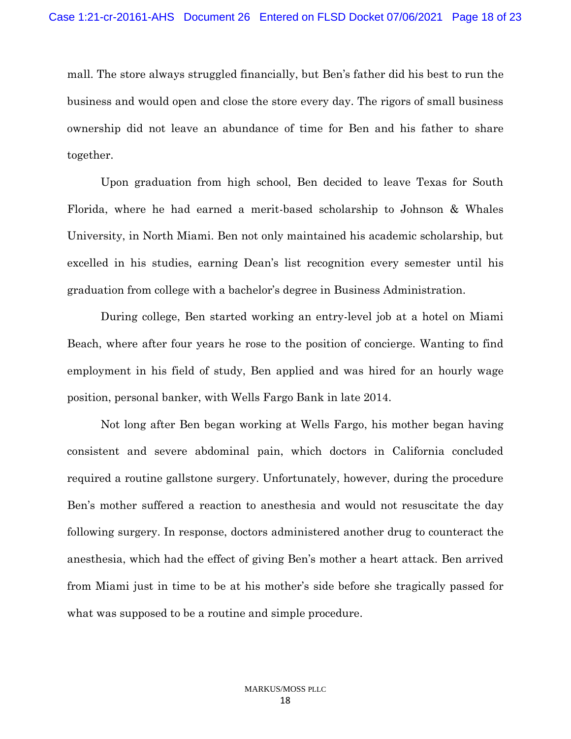mall. The store always struggled financially, but Ben's father did his best to run the business and would open and close the store every day. The rigors of small business ownership did not leave an abundance of time for Ben and his father to share together.

Upon graduation from high school, Ben decided to leave Texas for South Florida, where he had earned a merit-based scholarship to Johnson & Whales University, in North Miami. Ben not only maintained his academic scholarship, but excelled in his studies, earning Dean's list recognition every semester until his graduation from college with a bachelor's degree in Business Administration.

During college, Ben started working an entry-level job at a hotel on Miami Beach, where after four years he rose to the position of concierge. Wanting to find employment in his field of study, Ben applied and was hired for an hourly wage position, personal banker, with Wells Fargo Bank in late 2014.

Not long after Ben began working at Wells Fargo, his mother began having consistent and severe abdominal pain, which doctors in California concluded required a routine gallstone surgery. Unfortunately, however, during the procedure Ben's mother suffered a reaction to anesthesia and would not resuscitate the day following surgery. In response, doctors administered another drug to counteract the anesthesia, which had the effect of giving Ben's mother a heart attack. Ben arrived from Miami just in time to be at his mother's side before she tragically passed for what was supposed to be a routine and simple procedure.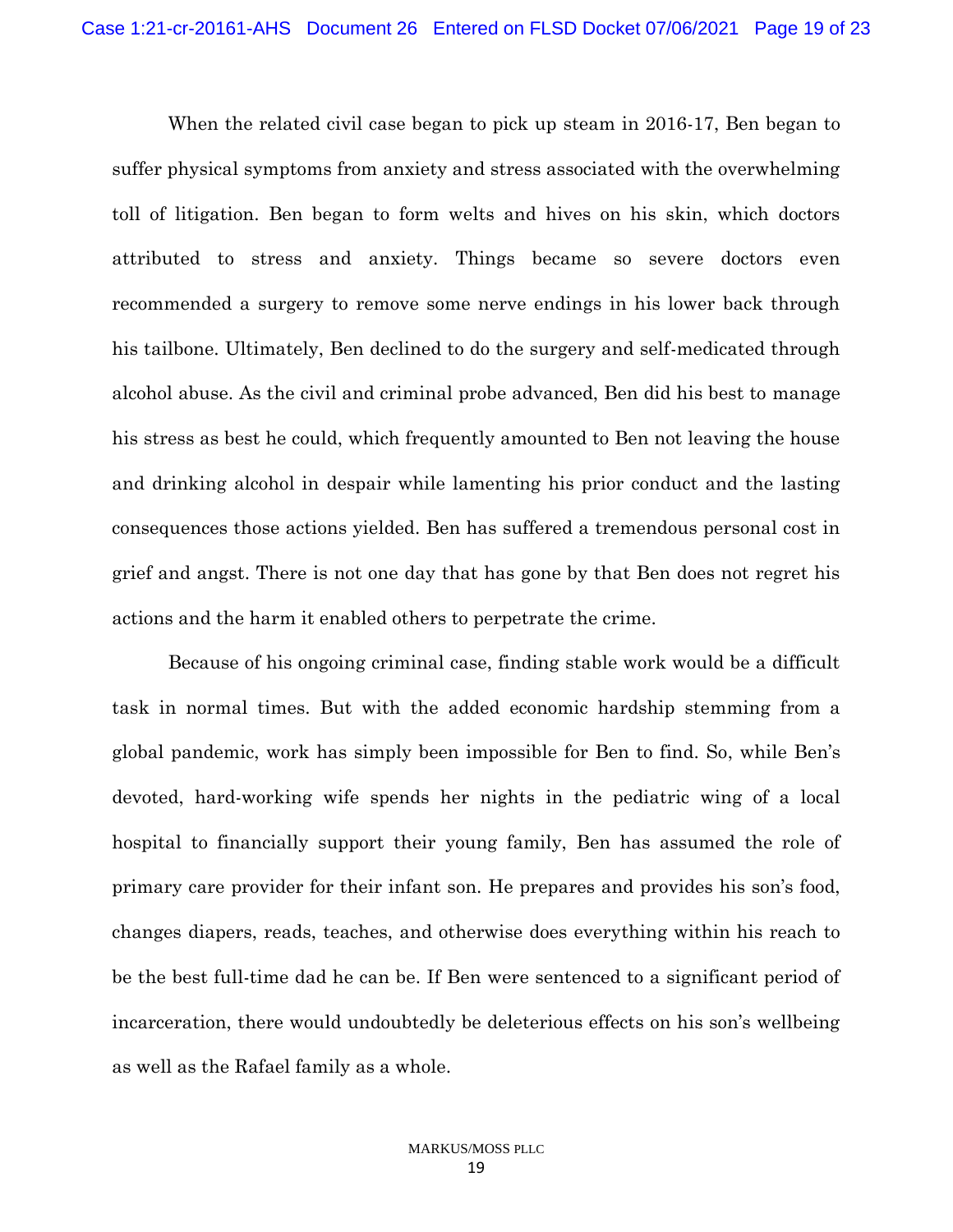When the related civil case began to pick up steam in 2016-17, Ben began to suffer physical symptoms from anxiety and stress associated with the overwhelming toll of litigation. Ben began to form welts and hives on his skin, which doctors attributed to stress and anxiety. Things became so severe doctors even recommended a surgery to remove some nerve endings in his lower back through his tailbone. Ultimately, Ben declined to do the surgery and self-medicated through alcohol abuse. As the civil and criminal probe advanced, Ben did his best to manage his stress as best he could, which frequently amounted to Ben not leaving the house and drinking alcohol in despair while lamenting his prior conduct and the lasting consequences those actions yielded. Ben has suffered a tremendous personal cost in grief and angst. There is not one day that has gone by that Ben does not regret his actions and the harm it enabled others to perpetrate the crime.

Because of his ongoing criminal case, finding stable work would be a difficult task in normal times. But with the added economic hardship stemming from a global pandemic, work has simply been impossible for Ben to find. So, while Ben's devoted, hard-working wife spends her nights in the pediatric wing of a local hospital to financially support their young family, Ben has assumed the role of primary care provider for their infant son. He prepares and provides his son's food, changes diapers, reads, teaches, and otherwise does everything within his reach to be the best full-time dad he can be. If Ben were sentenced to a significant period of incarceration, there would undoubtedly be deleterious effects on his son's wellbeing as well as the Rafael family as a whole.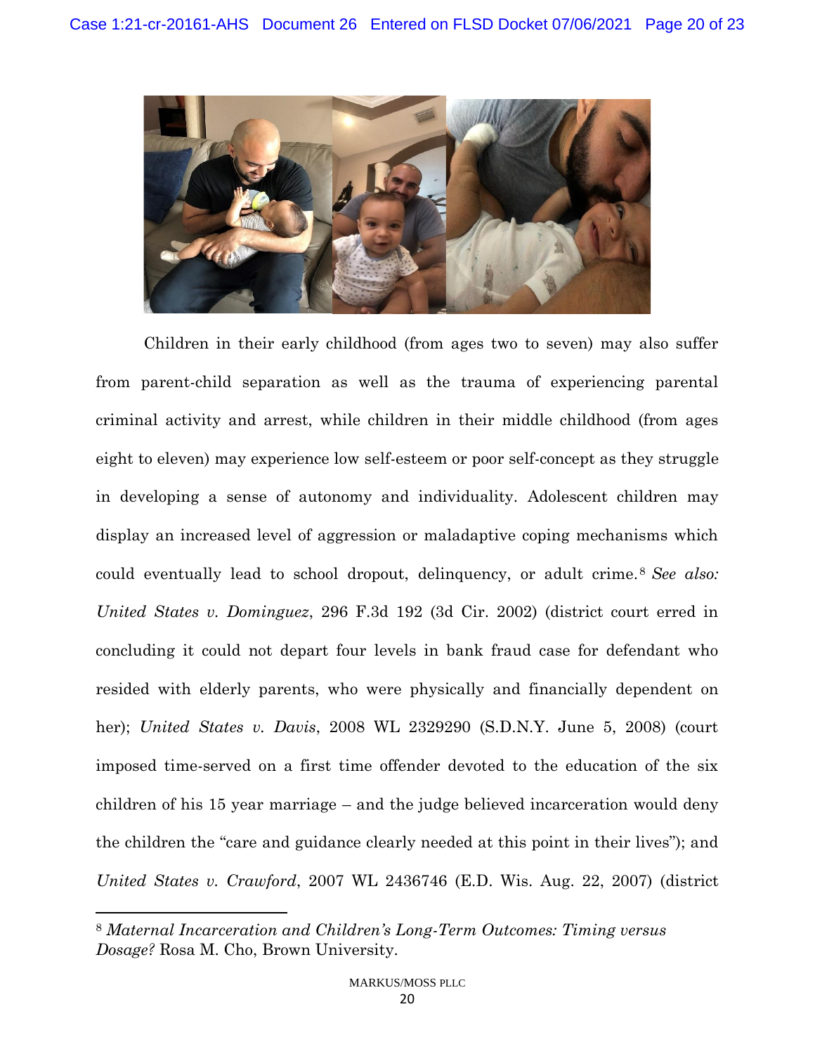Children in their early childhood (from ages two to seven) may also suffer from parent-child separation as well as the trauma of experiencing parental criminal activity and arrest, while children in their middle childhood (from ages eight to eleven) may experience low self-esteem or poor self-concept as they struggle in developing a sense of autonomy and individuality. Adolescent children may display an increased level of aggression or maladaptive coping mechanisms which could eventually lead to school dropout, delinquency, or adult crime.[8] *See also: United States v. Dominguez*, 296 F.3d 192 (3d Cir. 2002) (district court erred in concluding it could not depart four levels in bank fraud case for defendant who resided with elderly parents, who were physically and financially dependent on her); *United States v. Davis*, 2008 WL 2329290 (S.D.N.Y. June 5, 2008) (court imposed time-served on a first time offender devoted to the education of the six children of his 15 year marriage – and the judge believed incarceration would deny the children the "care and guidance clearly needed at this point in their lives"); and *United States v. Crawford*, 2007 WL 2436746 (E.D. Wis. Aug. 22, 2007) (district

---

[8] *Maternal Incarceration and Children's Long-Term Outcomes: Timing versus Dosage?* Rosa M. Cho, Brown University.

MARKUS/MOSS PLLC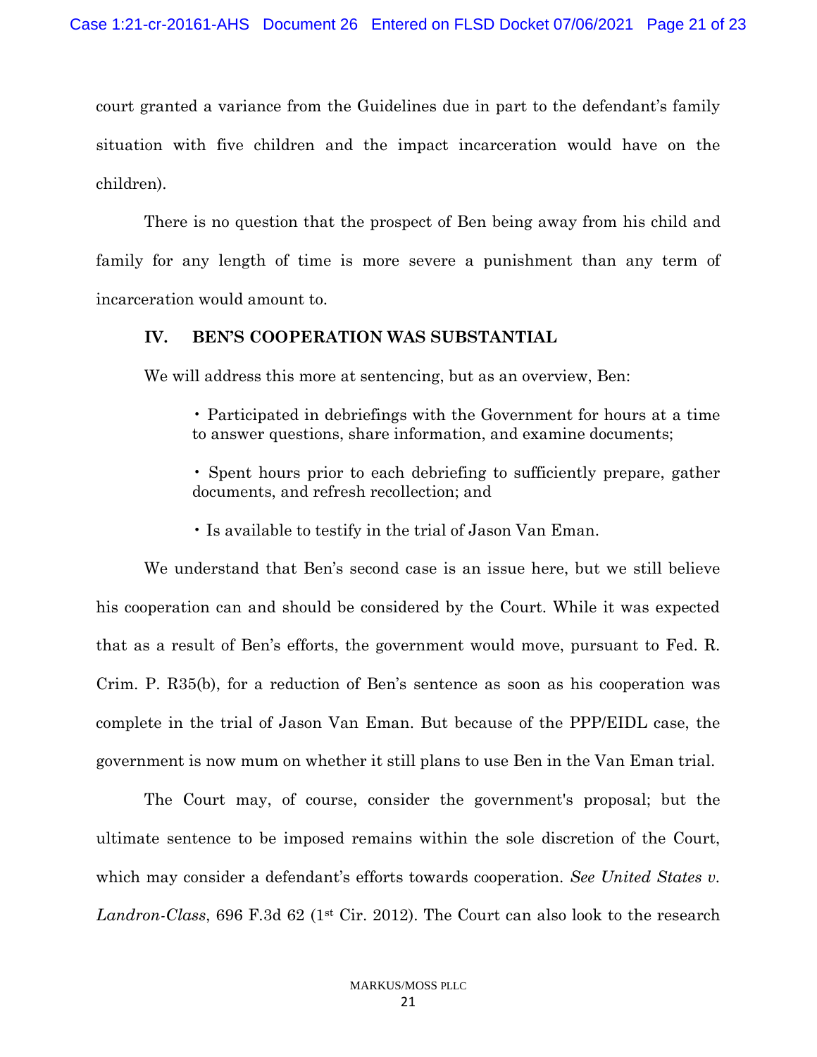court granted a variance from the Guidelines due in part to the defendant's family situation with five children and the impact incarceration would have on the children).

There is no question that the prospect of Ben being away from his child and family for any length of time is more severe a punishment than any term of incarceration would amount to.

## IV. BEN'S COOPERATION WAS SUBSTANTIAL

We will address this more at sentencing, but as an overview, Ben:

- Participated in debriefings with the Government for hours at a time to answer questions, share information, and examine documents;

- Spent hours prior to each debriefing to sufficiently prepare, gather documents, and refresh recollection; and

- Is available to testify in the trial of Jason Van Eman.

We understand that Ben's second case is an issue here, but we still believe his cooperation can and should be considered by the Court. While it was expected that as a result of Ben's efforts, the government would move, pursuant to Fed. R. Crim. P. R35(b), for a reduction of Ben's sentence as soon as his cooperation was complete in the trial of Jason Van Eman. But because of the PPP/EIDL case, the government is now mum on whether it still plans to use Ben in the Van Eman trial.

The Court may, of course, consider the government's proposal; but the ultimate sentence to be imposed remains within the sole discretion of the Court, which may consider a defendant's efforts towards cooperation. *See United States v. Landron-Class*, 696 F.3d 62 (1st Cir. 2012). The Court can also look to the research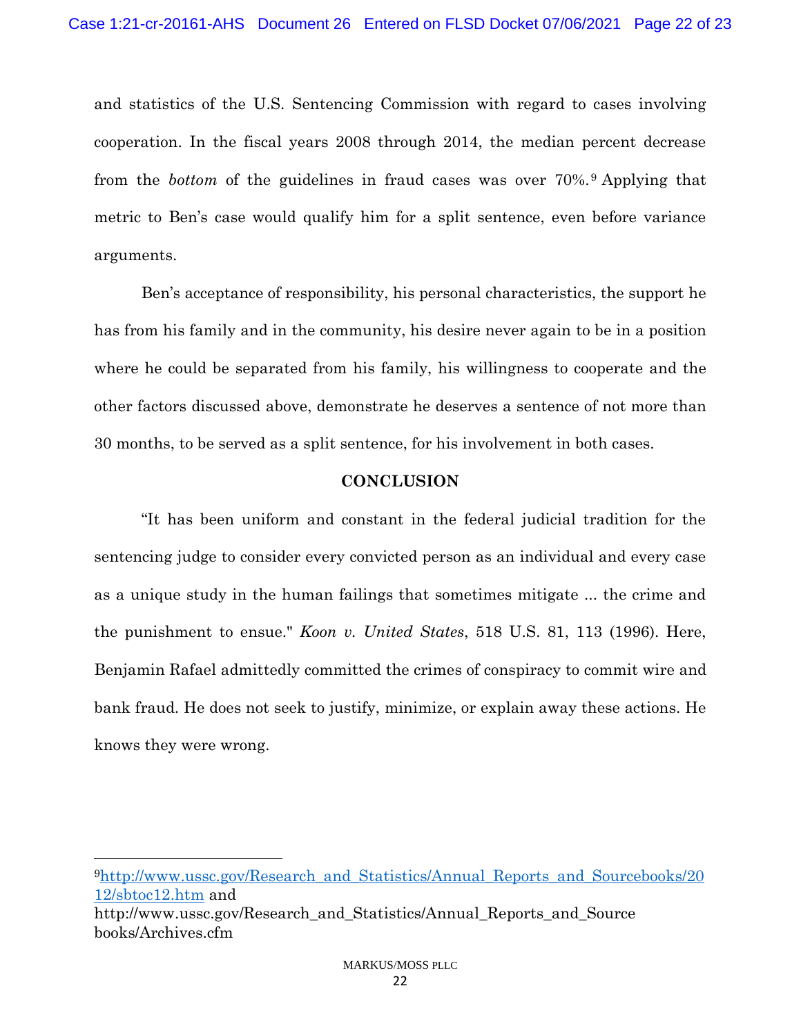and statistics of the U.S. Sentencing Commission with regard to cases involving cooperation. In the fiscal years 2008 through 2014, the median percent decrease from the *bottom* of the guidelines in fraud cases was over 70%.[9] Applying that metric to Ben's case would qualify him for a split sentence, even before variance arguments.

Ben's acceptance of responsibility, his personal characteristics, the support he has from his family and in the community, his desire never again to be in a position where he could be separated from his family, his willingness to cooperate and the other factors discussed above, demonstrate he deserves a sentence of not more than 30 months, to be served as a split sentence, for his involvement in both cases.

**CONCLUSION**

"It has been uniform and constant in the federal judicial tradition for the sentencing judge to consider every convicted person as an individual and every case as a unique study in the human failings that sometimes mitigate ... the crime and the punishment to ensue." *Koon v. United States*, 518 U.S. 81, 113 (1996). Here, Benjamin Rafael admittedly committed the crimes of conspiracy to commit wire and bank fraud. He does not seek to justify, minimize, or explain away these actions. He knows they were wrong.

---

[9] http://www.ussc.gov/Research_and_Statistics/Annual_Reports_and_Sourcebooks/2012/sbtoc12.htm and http://www.ussc.gov/Research_and_Statistics/Annual_Reports_and_Sourcebooks/Archives.cfm

MARKUS/MOSS PLLC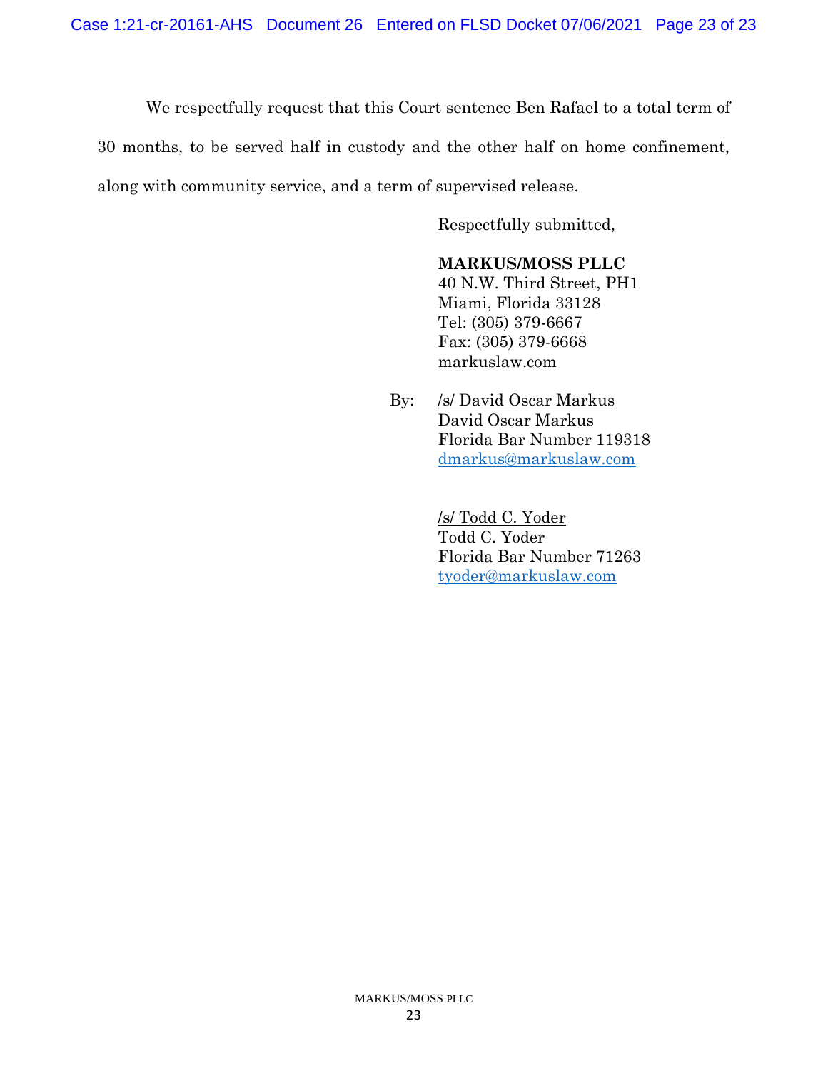We respectfully request that this Court sentence Ben Rafael to a total term of 30 months, to be served half in custody and the other half on home confinement, along with community service, and a term of supervised release.

Respectfully submitted,

**MARKUS/MOSS PLLC**
40 N.W. Third Street, PH1
Miami, Florida 33128
Tel: (305) 379-6667
Fax: (305) 379-6668
markuslaw.com

By: /s/ David Oscar Markus
David Oscar Markus
Florida Bar Number 119318
dmarkus@markuslaw.com

/s/ Todd C. Yoder
Todd C. Yoder
Florida Bar Number 71263
tyoder@markuslaw.com